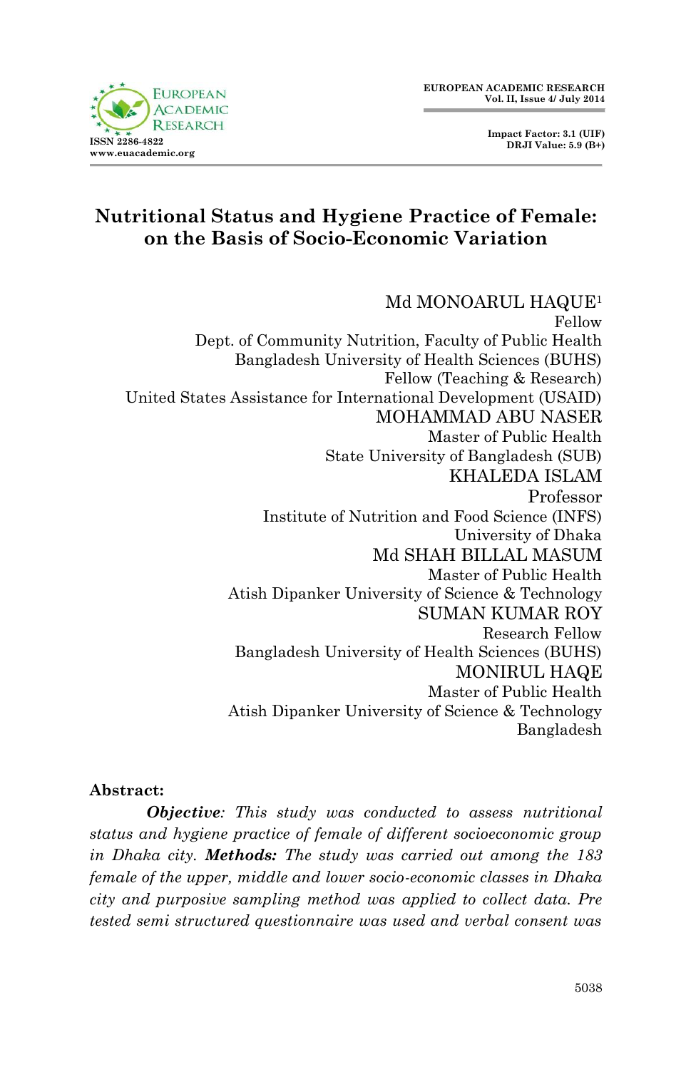# Nutritional Status and Hygiene Practice of Female: on the Basis of Socio-Economic Variation

Md MONOARUL HAQUE[1]
Fellow
Dept. of Community Nutrition, Faculty of Public Health
Bangladesh University of Health Sciences (BUHS)
Fellow (Teaching & Research)
United States Assistance for International Development (USAID)

MOHAMMAD ABU NASER
Master of Public Health
State University of Bangladesh (SUB)

KHALEDA ISLAM
Professor
Institute of Nutrition and Food Science (INFS)
University of Dhaka

Md SHAH BILLAL MASUM
Master of Public Health
Atish Dipanker University of Science & Technology

SUMAN KUMAR ROY
Research Fellow
Bangladesh University of Health Sciences (BUHS)

MONIRUL HAQE
Master of Public Health
Atish Dipanker University of Science & Technology
Bangladesh

**Abstract:**

***Objective***: *This study was conducted to assess nutritional status and hygiene practice of female of different socioeconomic group in Dhaka city.* ***Methods:*** *The study was carried out among the 183 female of the upper, middle and lower socio-economic classes in Dhaka city and purposive sampling method was applied to collect data. Pre tested semi structured questionnaire was used and verbal consent was*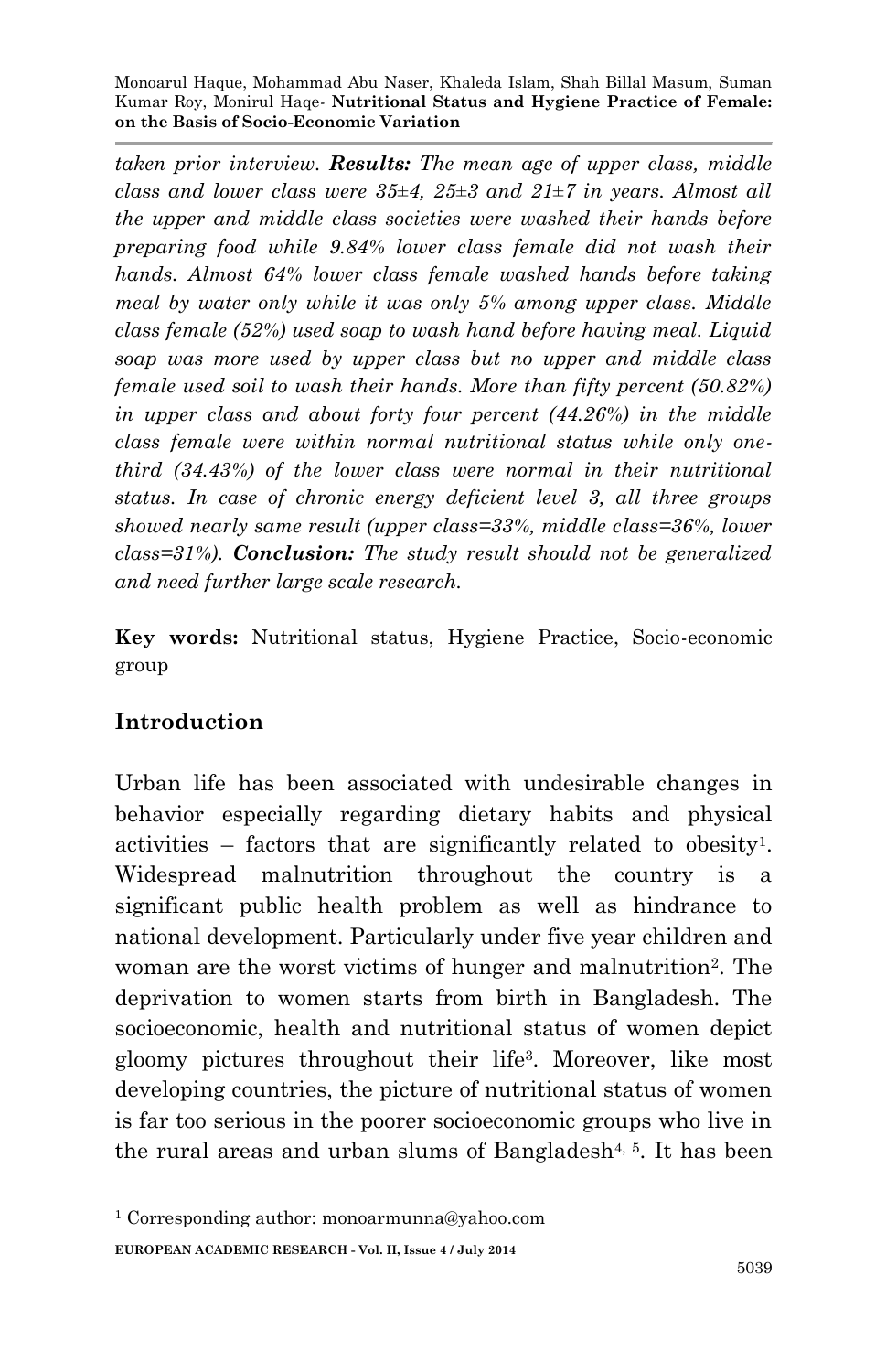*taken prior interview. **Results:** The mean age of upper class, middle class and lower class were 35±4, 25±3 and 21±7 in years. Almost all the upper and middle class societies were washed their hands before preparing food while 9.84% lower class female did not wash their hands. Almost 64% lower class female washed hands before taking meal by water only while it was only 5% among upper class. Middle class female (52%) used soap to wash hand before having meal. Liquid soap was more used by upper class but no upper and middle class female used soil to wash their hands. More than fifty percent (50.82%) in upper class and about forty four percent (44.26%) in the middle class female were within normal nutritional status while only one-third (34.43%) of the lower class were normal in their nutritional status. In case of chronic energy deficient level 3, all three groups showed nearly same result (upper class=33%, middle class=36%, lower class=31%). **Conclusion:** The study result should not be generalized and need further large scale research.*

**Key words:** Nutritional status, Hygiene Practice, Socio-economic group

## Introduction

Urban life has been associated with undesirable changes in behavior especially regarding dietary habits and physical activities – factors that are significantly related to obesity[1]. Widespread malnutrition throughout the country is a significant public health problem as well as hindrance to national development. Particularly under five year children and woman are the worst victims of hunger and malnutrition[2]. The deprivation to women starts from birth in Bangladesh. The socioeconomic, health and nutritional status of women depict gloomy pictures throughout their life[3]. Moreover, like most developing countries, the picture of nutritional status of women is far too serious in the poorer socioeconomic groups who live in the rural areas and urban slums of Bangladesh[4, 5]. It has been

[1] Corresponding author: monoarmunna@yahoo.com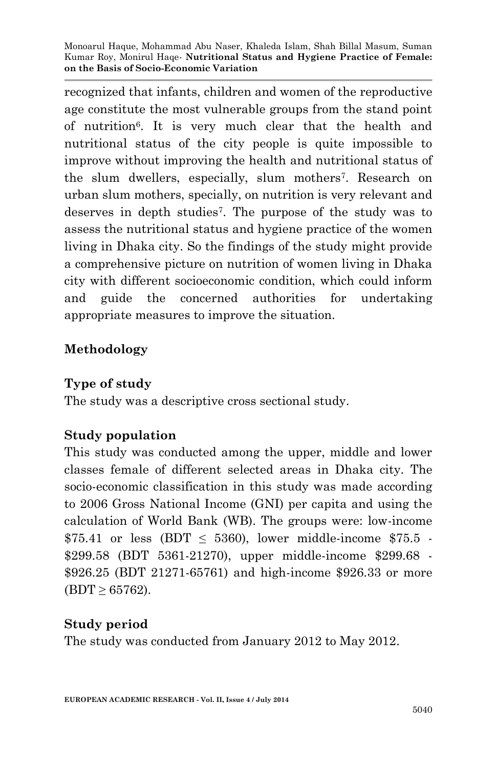recognized that infants, children and women of the reproductive age constitute the most vulnerable groups from the stand point of nutrition[6]. It is very much clear that the health and nutritional status of the city people is quite impossible to improve without improving the health and nutritional status of the slum dwellers, especially, slum mothers[7]. Research on urban slum mothers, specially, on nutrition is very relevant and deserves in depth studies[7]. The purpose of the study was to assess the nutritional status and hygiene practice of the women living in Dhaka city. So the findings of the study might provide a comprehensive picture on nutrition of women living in Dhaka city with different socioeconomic condition, which could inform and guide the concerned authorities for undertaking appropriate measures to improve the situation.

## Methodology

### Type of study

The study was a descriptive cross sectional study.

### Study population

This study was conducted among the upper, middle and lower classes female of different selected areas in Dhaka city. The socio-economic classification in this study was made according to 2006 Gross National Income (GNI) per capita and using the calculation of World Bank (WB). The groups were: low-income $75.41 or less (BDT $\leq$ 5360), lower middle-income $75.5 - $299.58 (BDT 5361-21270), upper middle-income $299.68 - $926.25 (BDT 21271-65761) and high-income $926.33 or more (BDT $\geq$ 65762).

### Study period

The study was conducted from January 2012 to May 2012.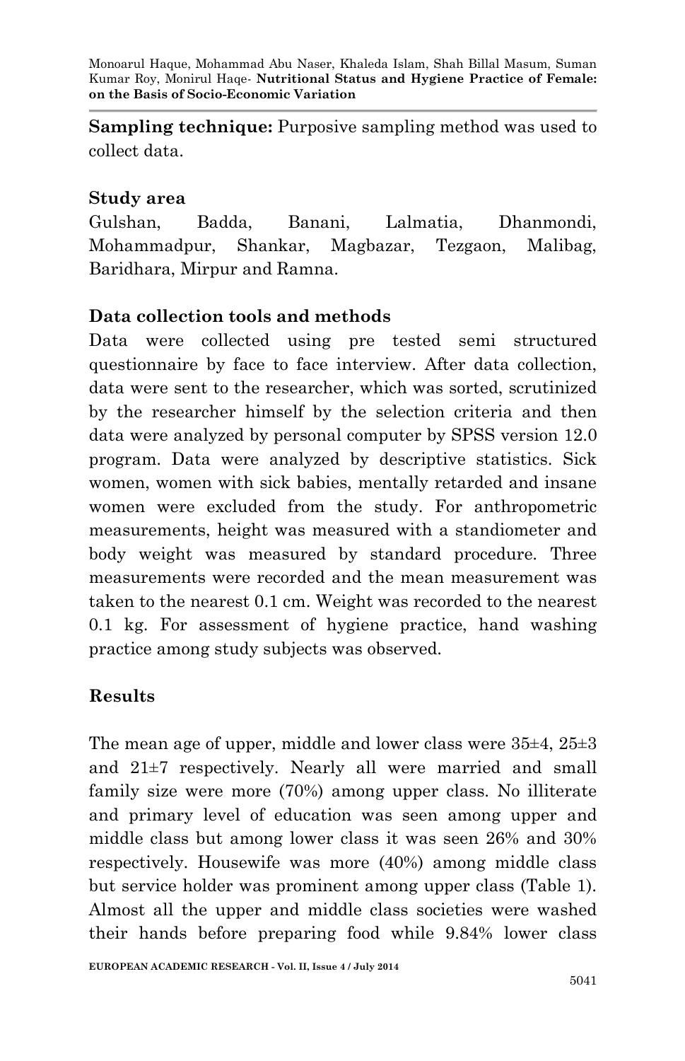**Sampling technique:** Purposive sampling method was used to collect data.

**Study area**

Gulshan, Badda, Banani, Lalmatia, Dhanmondi, Mohammadpur, Shankar, Magbazar, Tezgaon, Malibag, Baridhara, Mirpur and Ramna.

**Data collection tools and methods**

Data were collected using pre tested semi structured questionnaire by face to face interview. After data collection, data were sent to the researcher, which was sorted, scrutinized by the researcher himself by the selection criteria and then data were analyzed by personal computer by SPSS version 12.0 program. Data were analyzed by descriptive statistics. Sick women, women with sick babies, mentally retarded and insane women were excluded from the study. For anthropometric measurements, height was measured with a standiometer and body weight was measured by standard procedure. Three measurements were recorded and the mean measurement was taken to the nearest 0.1 cm. Weight was recorded to the nearest 0.1 kg. For assessment of hygiene practice, hand washing practice among study subjects was observed.

## Results

The mean age of upper, middle and lower class were 35±4, 25±3 and 21±7 respectively. Nearly all were married and small family size were more (70%) among upper class. No illiterate and primary level of education was seen among upper and middle class but among lower class it was seen 26% and 30% respectively. Housewife was more (40%) among middle class but service holder was prominent among upper class (Table 1). Almost all the upper and middle class societies were washed their hands before preparing food while 9.84% lower class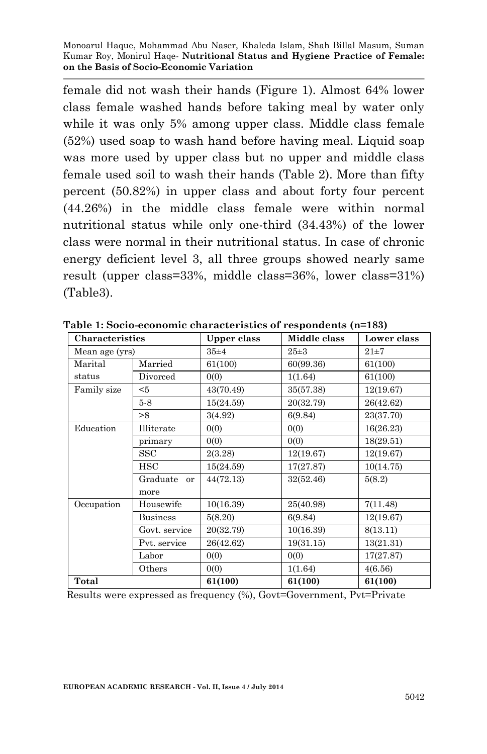female did not wash their hands (Figure 1). Almost 64% lower class female washed hands before taking meal by water only while it was only 5% among upper class. Middle class female (52%) used soap to wash hand before having meal. Liquid soap was more used by upper class but no upper and middle class female used soil to wash their hands (Table 2). More than fifty percent (50.82%) in upper class and about forty four percent (44.26%) in the middle class female were within normal nutritional status while only one-third (34.43%) of the lower class were normal in their nutritional status. In case of chronic energy deficient level 3, all three groups showed nearly same result (upper class=33%, middle class=36%, lower class=31%) (Table3).

**Table 1: Socio-economic characteristics of respondents (n=183)**

| Characteristics | | Upper class | Middle class | Lower class |
|---|---|---|---|---|
| Mean age (yrs) | | 35±4 | 25±3 | 21±7 |
| Marital status | Married | 61(100) | 60(99.36) | 61(100) |
| | Divorced | 0(0) | 1(1.64) | 61(100) |
| Family size | <5 | 43(70.49) | 35(57.38) | 12(19.67) |
| | 5-8 | 15(24.59) | 20(32.79) | 26(42.62) |
| | >8 | 3(4.92) | 6(9.84) | 23(37.70) |
| Education | Illiterate | 0(0) | 0(0) | 16(26.23) |
| | primary | 0(0) | 0(0) | 18(29.51) |
| | SSC | 2(3.28) | 12(19.67) | 12(19.67) |
| | HSC | 15(24.59) | 17(27.87) | 10(14.75) |
| | Graduate or more | 44(72.13) | 32(52.46) | 5(8.2) |
| Occupation | Housewife | 10(16.39) | 25(40.98) | 7(11.48) |
| | Business | 5(8.20) | 6(9.84) | 12(19.67) |
| | Govt. service | 20(32.79) | 10(16.39) | 8(13.11) |
| | Pvt. service | 26(42.62) | 19(31.15) | 13(21.31) |
| | Labor | 0(0) | 0(0) | 17(27.87) |
| | Others | 0(0) | 1(1.64) | 4(6.56) |
| **Total** | | **61(100)** | **61(100)** | **61(100)** |

Results were expressed as frequency (%), Govt=Government, Pvt=Private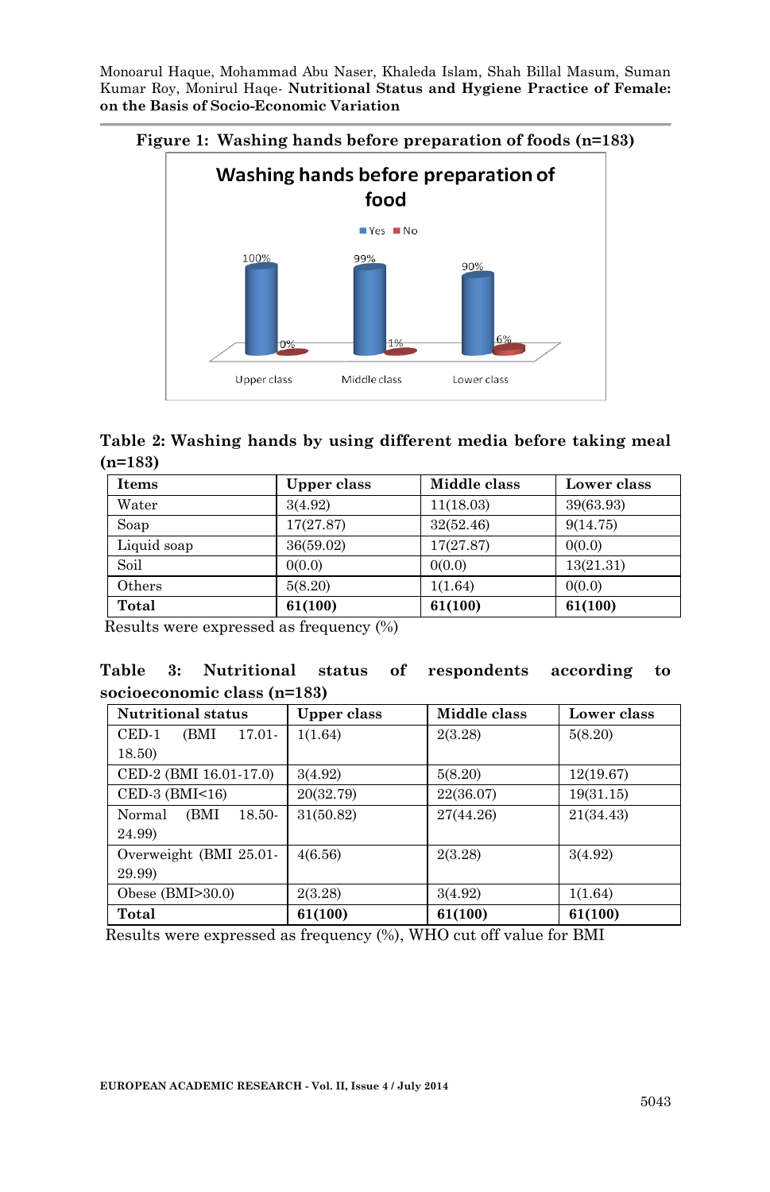**Figure 1: Washing hands before preparation of foods (n=183)**

**Table 2: Washing hands by using different media before taking meal (n=183)**

| Items | Upper class | Middle class | Lower class |
|---|---|---|---|
| Water | 3(4.92) | 11(18.03) | 39(63.93) |
| Soap | 17(27.87) | 32(52.46) | 9(14.75) |
| Liquid soap | 36(59.02) | 17(27.87) | 0(0.0) |
| Soil | 0(0.0) | 0(0.0) | 13(21.31) |
| Others | 5(8.20) | 1(1.64) | 0(0.0) |
| **Total** | **61(100)** | **61(100)** | **61(100)** |

Results were expressed as frequency (%)

**Table 3: Nutritional status of respondents according to socioeconomic class (n=183)**

| Nutritional status | Upper class | Middle class | Lower class |
|---|---|---|---|
| CED-1 (BMI 17.01-18.50) | 1(1.64) | 2(3.28) | 5(8.20) |
| CED-2 (BMI 16.01-17.0) | 3(4.92) | 5(8.20) | 12(19.67) |
| CED-3 (BMI<16) | 20(32.79) | 22(36.07) | 19(31.15) |
| Normal (BMI 18.50-24.99) | 31(50.82) | 27(44.26) | 21(34.43) |
| Overweight (BMI 25.01-29.99) | 4(6.56) | 2(3.28) | 3(4.92) |
| Obese (BMI>30.0) | 2(3.28) | 3(4.92) | 1(1.64) |
| **Total** | **61(100)** | **61(100)** | **61(100)** |

Results were expressed as frequency (%), WHO cut off value for BMI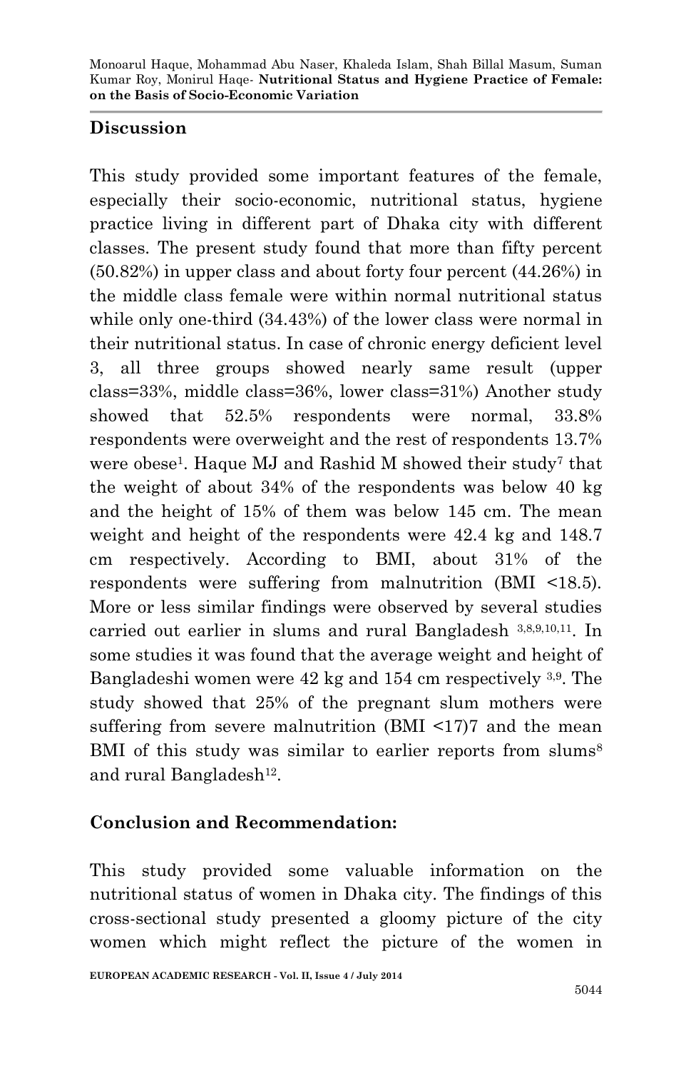## Discussion

This study provided some important features of the female, especially their socio-economic, nutritional status, hygiene practice living in different part of Dhaka city with different classes. The present study found that more than fifty percent (50.82%) in upper class and about forty four percent (44.26%) in the middle class female were within normal nutritional status while only one-third (34.43%) of the lower class were normal in their nutritional status. In case of chronic energy deficient level 3, all three groups showed nearly same result (upper class=33%, middle class=36%, lower class=31%) Another study showed that 52.5% respondents were normal, 33.8% respondents were overweight and the rest of respondents 13.7% were obese[1]. Haque MJ and Rashid M showed their study[7] that the weight of about 34% of the respondents was below 40 kg and the height of 15% of them was below 145 cm. The mean weight and height of the respondents were 42.4 kg and 148.7 cm respectively. According to BMI, about 31% of the respondents were suffering from malnutrition (BMI <18.5). More or less similar findings were observed by several studies carried out earlier in slums and rural Bangladesh [3,8,9,10,11]. In some studies it was found that the average weight and height of Bangladeshi women were 42 kg and 154 cm respectively [3,9]. The study showed that 25% of the pregnant slum mothers were suffering from severe malnutrition (BMI <17)7 and the mean BMI of this study was similar to earlier reports from slums[8] and rural Bangladesh[12].

## Conclusion and Recommendation:

This study provided some valuable information on the nutritional status of women in Dhaka city. The findings of this cross-sectional study presented a gloomy picture of the city women which might reflect the picture of the women in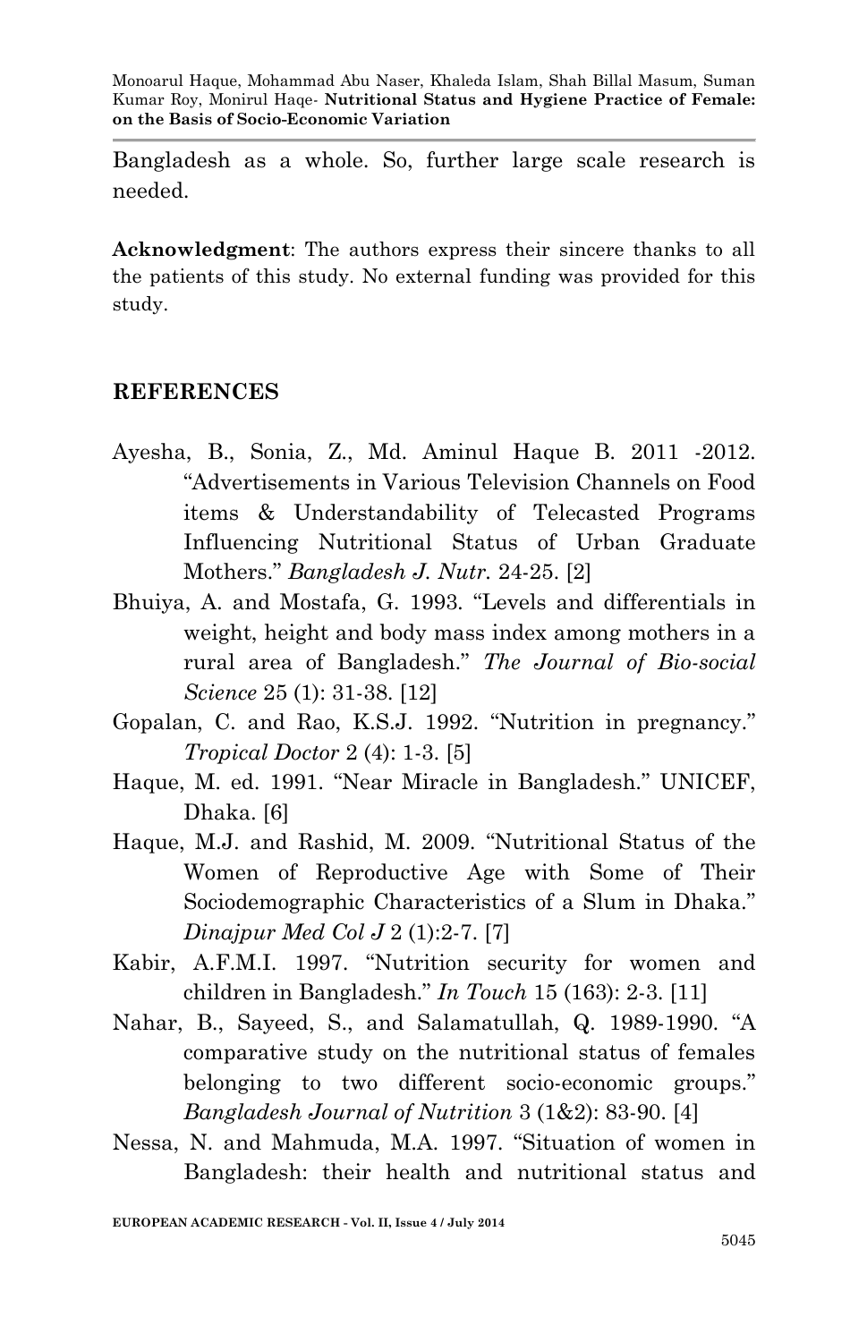Bangladesh as a whole. So, further large scale research is needed.

**Acknowledgment**: The authors express their sincere thanks to all the patients of this study. No external funding was provided for this study.

## REFERENCES

Ayesha, B., Sonia, Z., Md. Aminul Haque B. 2011 -2012. "Advertisements in Various Television Channels on Food items & Understandability of Telecasted Programs Influencing Nutritional Status of Urban Graduate Mothers." *Bangladesh J. Nutr.* 24-25. [2]

Bhuiya, A. and Mostafa, G. 1993. "Levels and differentials in weight, height and body mass index among mothers in a rural area of Bangladesh." *The Journal of Bio-social Science* 25 (1): 31-38. [12]

Gopalan, C. and Rao, K.S.J. 1992. "Nutrition in pregnancy." *Tropical Doctor* 2 (4): 1-3. [5]

Haque, M. ed. 1991. "Near Miracle in Bangladesh." UNICEF, Dhaka. [6]

Haque, M.J. and Rashid, M. 2009. "Nutritional Status of the Women of Reproductive Age with Some of Their Sociodemographic Characteristics of a Slum in Dhaka." *Dinajpur Med Col J* 2 (1):2-7. [7]

Kabir, A.F.M.I. 1997. "Nutrition security for women and children in Bangladesh." *In Touch* 15 (163): 2-3. [11]

Nahar, B., Sayeed, S., and Salamatullah, Q. 1989-1990. "A comparative study on the nutritional status of females belonging to two different socio-economic groups." *Bangladesh Journal of Nutrition* 3 (1&2): 83-90. [4]

Nessa, N. and Mahmuda, M.A. 1997. "Situation of women in Bangladesh: their health and nutritional status and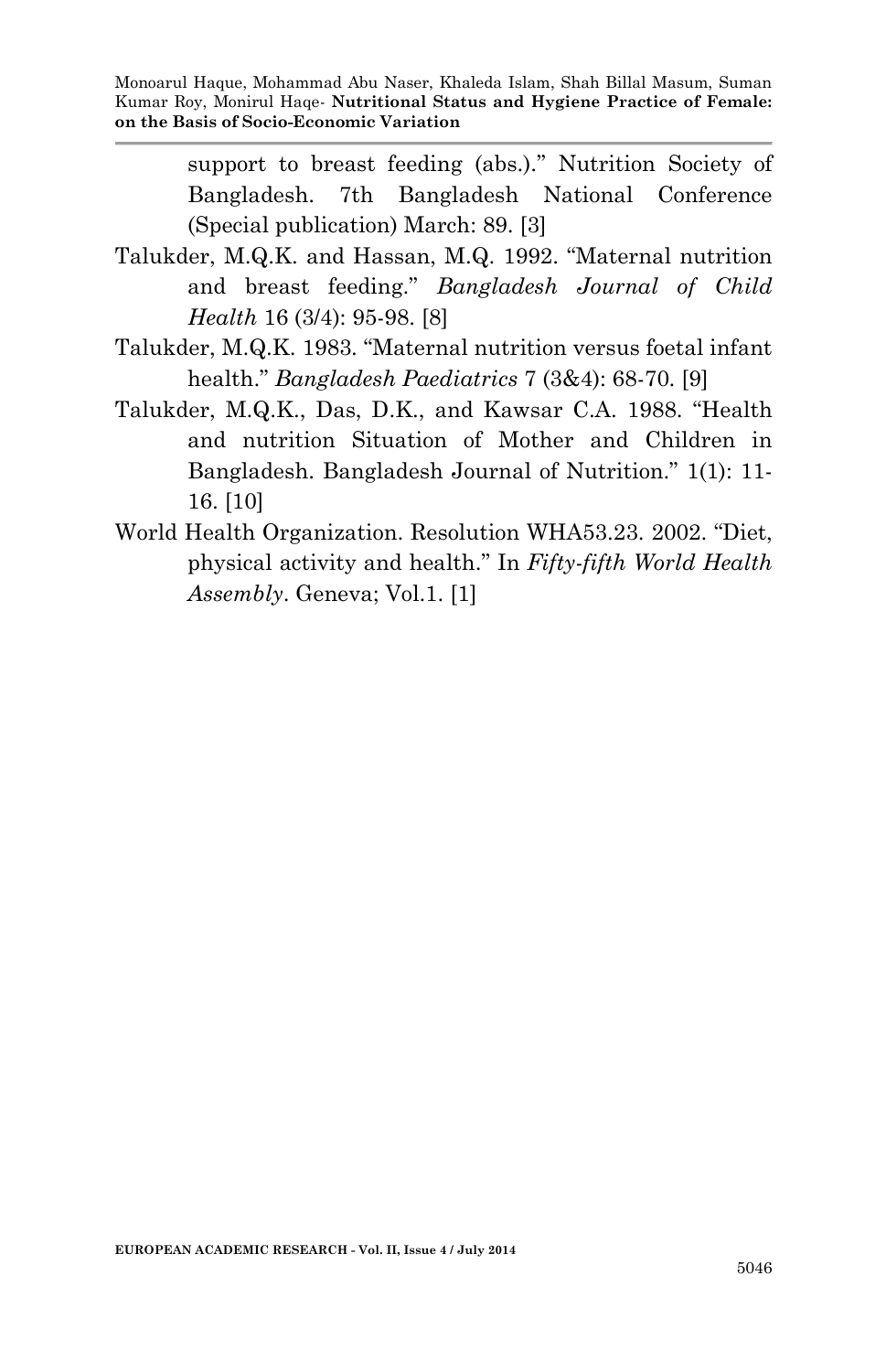support to breast feeding (abs.)." Nutrition Society of Bangladesh. 7th Bangladesh National Conference (Special publication) March: 89. [3]

Talukder, M.Q.K. and Hassan, M.Q. 1992. "Maternal nutrition and breast feeding." *Bangladesh Journal of Child Health* 16 (3/4): 95-98. [8]

Talukder, M.Q.K. 1983. "Maternal nutrition versus foetal infant health." *Bangladesh Paediatrics* 7 (3&4): 68-70. [9]

Talukder, M.Q.K., Das, D.K., and Kawsar C.A. 1988. "Health and nutrition Situation of Mother and Children in Bangladesh. Bangladesh Journal of Nutrition." 1(1): 11-16. [10]

World Health Organization. Resolution WHA53.23. 2002. "Diet, physical activity and health." In *Fifty-fifth World Health Assembly*. Geneva; Vol.1. [1]